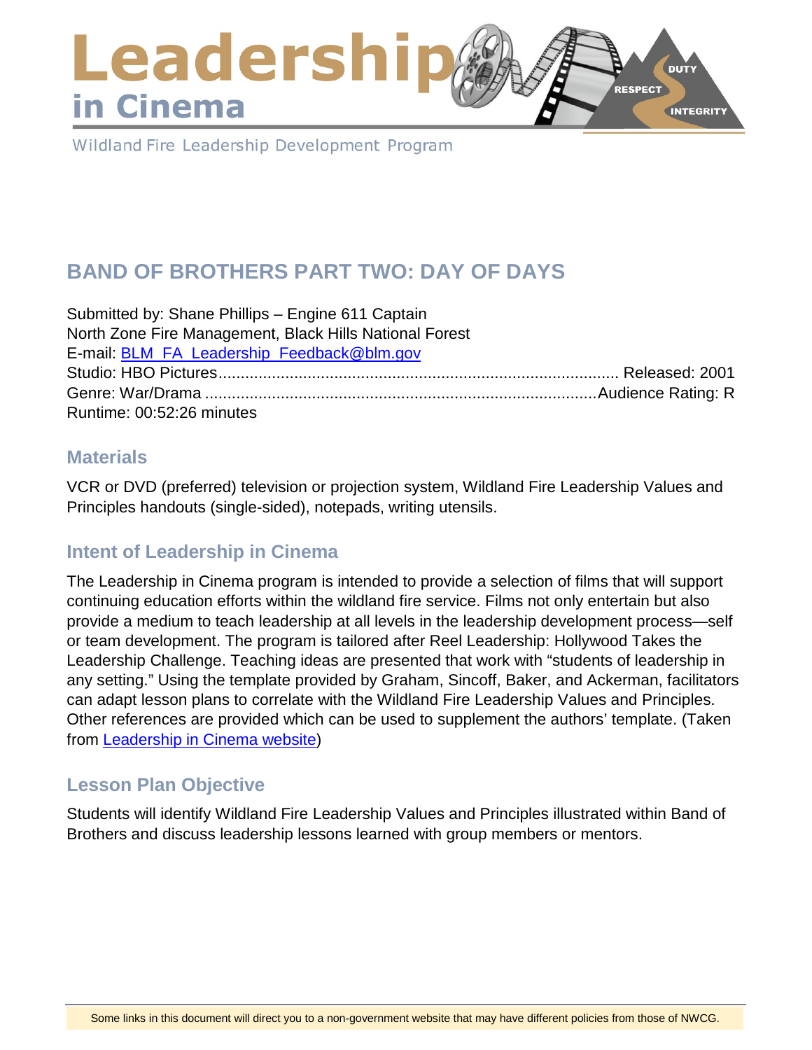# Leadership in Cinema

Wildland Fire Leadership Development Program

## BAND OF BROTHERS PART TWO: DAY OF DAYS

Submitted by: Shane Phillips – Engine 611 Captain
North Zone Fire Management, Black Hills National Forest
E-mail: [BLM_FA_Leadership_Feedback@blm.gov](mailto:BLM_FA_Leadership_Feedback@blm.gov)
Studio: HBO Pictures........................................................................................ Released: 2001
Genre: War/Drama ......................................................................................Audience Rating: R
Runtime: 00:52:26 minutes

### Materials

VCR or DVD (preferred) television or projection system, Wildland Fire Leadership Values and Principles handouts (single-sided), notepads, writing utensils.

### Intent of Leadership in Cinema

The Leadership in Cinema program is intended to provide a selection of films that will support continuing education efforts within the wildland fire service. Films not only entertain but also provide a medium to teach leadership at all levels in the leadership development process—self or team development. The program is tailored after Reel Leadership: Hollywood Takes the Leadership Challenge. Teaching ideas are presented that work with "students of leadership in any setting." Using the template provided by Graham, Sincoff, Baker, and Ackerman, facilitators can adapt lesson plans to correlate with the Wildland Fire Leadership Values and Principles. Other references are provided which can be used to supplement the authors' template. (Taken from Leadership in Cinema website)

### Lesson Plan Objective

Students will identify Wildland Fire Leadership Values and Principles illustrated within Band of Brothers and discuss leadership lessons learned with group members or mentors.

Some links in this document will direct you to a non-government website that may have different policies from those of NWCG.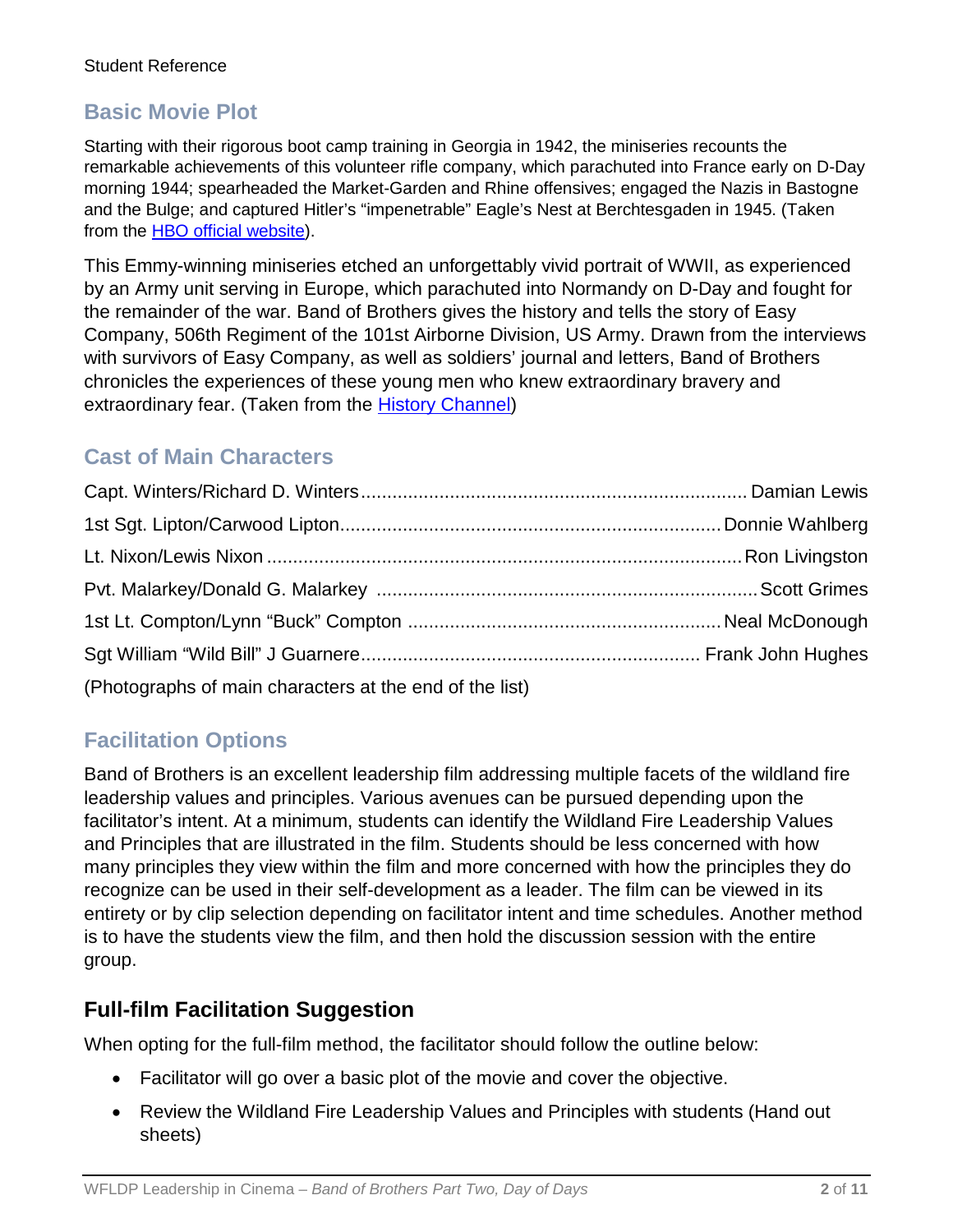Student Reference

## Basic Movie Plot

Starting with their rigorous boot camp training in Georgia in 1942, the miniseries recounts the remarkable achievements of this volunteer rifle company, which parachuted into France early on D-Day morning 1944; spearheaded the Market-Garden and Rhine offensives; engaged the Nazis in Bastogne and the Bulge; and captured Hitler's "impenetrable" Eagle's Nest at Berchtesgaden in 1945. (Taken from the [HBO official website](#)).

This Emmy-winning miniseries etched an unforgettably vivid portrait of WWII, as experienced by an Army unit serving in Europe, which parachuted into Normandy on D-Day and fought for the remainder of the war. Band of Brothers gives the history and tells the story of Easy Company, 506th Regiment of the 101st Airborne Division, US Army. Drawn from the interviews with survivors of Easy Company, as well as soldiers' journal and letters, Band of Brothers chronicles the experiences of these young men who knew extraordinary bravery and extraordinary fear. (Taken from the [History Channel](#))

## Cast of Main Characters

Capt. Winters/Richard D. Winters........................................................................ Damian Lewis

1st Sgt. Lipton/Carwood Lipton........................................................................ Donnie Wahlberg

Lt. Nixon/Lewis Nixon ........................................................................................ Ron Livingston

Pvt. Malarkey/Donald G. Malarkey ........................................................................ Scott Grimes

1st Lt. Compton/Lynn "Buck" Compton ............................................................ Neal McDonough

Sgt William "Wild Bill" J Guarnere................................................................ Frank John Hughes

(Photographs of main characters at the end of the list)

## Facilitation Options

Band of Brothers is an excellent leadership film addressing multiple facets of the wildland fire leadership values and principles. Various avenues can be pursued depending upon the facilitator's intent. At a minimum, students can identify the Wildland Fire Leadership Values and Principles that are illustrated in the film. Students should be less concerned with how many principles they view within the film and more concerned with how the principles they do recognize can be used in their self-development as a leader. The film can be viewed in its entirety or by clip selection depending on facilitator intent and time schedules. Another method is to have the students view the film, and then hold the discussion session with the entire group.

## Full-film Facilitation Suggestion

When opting for the full-film method, the facilitator should follow the outline below:

- Facilitator will go over a basic plot of the movie and cover the objective.
- Review the Wildland Fire Leadership Values and Principles with students (Hand out sheets)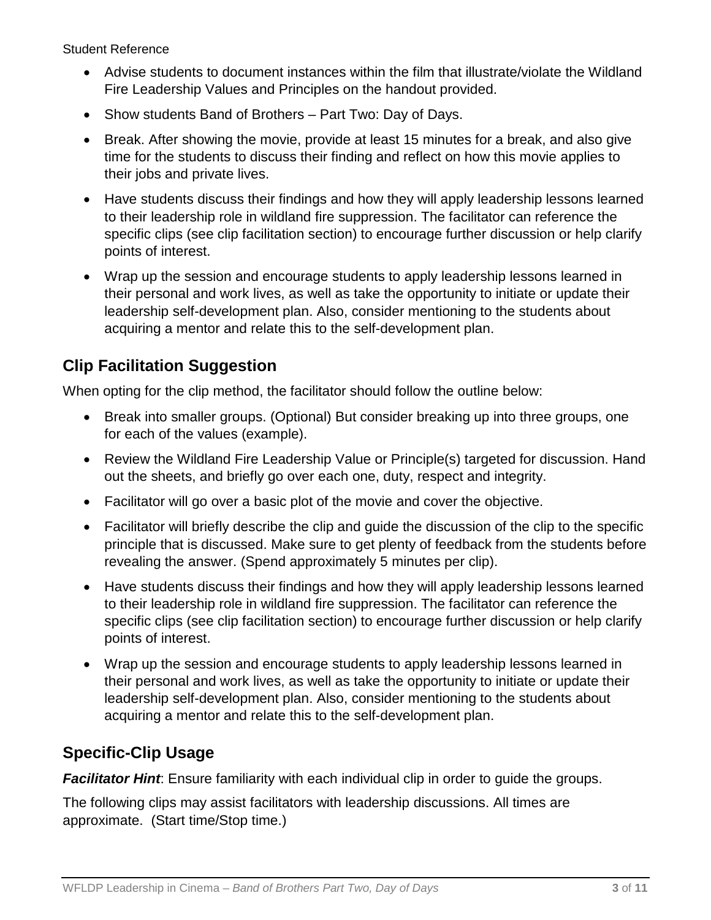Student Reference

- Advise students to document instances within the film that illustrate/violate the Wildland Fire Leadership Values and Principles on the handout provided.
- Show students Band of Brothers – Part Two: Day of Days.
- Break. After showing the movie, provide at least 15 minutes for a break, and also give time for the students to discuss their finding and reflect on how this movie applies to their jobs and private lives.
- Have students discuss their findings and how they will apply leadership lessons learned to their leadership role in wildland fire suppression. The facilitator can reference the specific clips (see clip facilitation section) to encourage further discussion or help clarify points of interest.
- Wrap up the session and encourage students to apply leadership lessons learned in their personal and work lives, as well as take the opportunity to initiate or update their leadership self-development plan. Also, consider mentioning to the students about acquiring a mentor and relate this to the self-development plan.

## Clip Facilitation Suggestion

When opting for the clip method, the facilitator should follow the outline below:

- Break into smaller groups. (Optional) But consider breaking up into three groups, one for each of the values (example).
- Review the Wildland Fire Leadership Value or Principle(s) targeted for discussion. Hand out the sheets, and briefly go over each one, duty, respect and integrity.
- Facilitator will go over a basic plot of the movie and cover the objective.
- Facilitator will briefly describe the clip and guide the discussion of the clip to the specific principle that is discussed. Make sure to get plenty of feedback from the students before revealing the answer. (Spend approximately 5 minutes per clip).
- Have students discuss their findings and how they will apply leadership lessons learned to their leadership role in wildland fire suppression. The facilitator can reference the specific clips (see clip facilitation section) to encourage further discussion or help clarify points of interest.
- Wrap up the session and encourage students to apply leadership lessons learned in their personal and work lives, as well as take the opportunity to initiate or update their leadership self-development plan. Also, consider mentioning to the students about acquiring a mentor and relate this to the self-development plan.

## Specific-Clip Usage

***Facilitator Hint***: Ensure familiarity with each individual clip in order to guide the groups.

The following clips may assist facilitators with leadership discussions. All times are approximate. (Start time/Stop time.)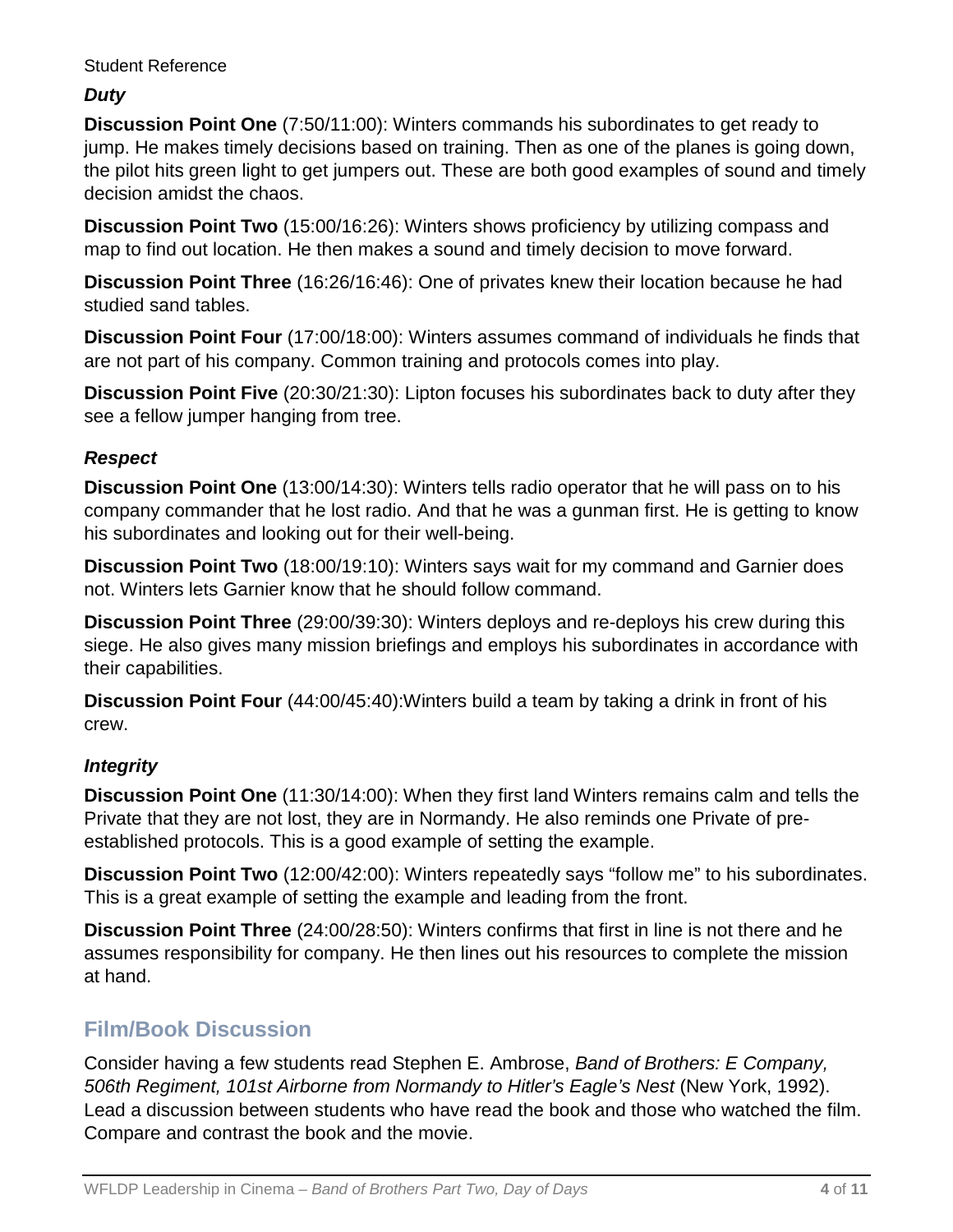Student Reference

### *Duty*

**Discussion Point One** (7:50/11:00): Winters commands his subordinates to get ready to jump. He makes timely decisions based on training. Then as one of the planes is going down, the pilot hits green light to get jumpers out. These are both good examples of sound and timely decision amidst the chaos.

**Discussion Point Two** (15:00/16:26): Winters shows proficiency by utilizing compass and map to find out location. He then makes a sound and timely decision to move forward.

**Discussion Point Three** (16:26/16:46): One of privates knew their location because he had studied sand tables.

**Discussion Point Four** (17:00/18:00): Winters assumes command of individuals he finds that are not part of his company. Common training and protocols comes into play.

**Discussion Point Five** (20:30/21:30): Lipton focuses his subordinates back to duty after they see a fellow jumper hanging from tree.

### *Respect*

**Discussion Point One** (13:00/14:30): Winters tells radio operator that he will pass on to his company commander that he lost radio. And that he was a gunman first. He is getting to know his subordinates and looking out for their well-being.

**Discussion Point Two** (18:00/19:10): Winters says wait for my command and Garnier does not. Winters lets Garnier know that he should follow command.

**Discussion Point Three** (29:00/39:30): Winters deploys and re-deploys his crew during this siege. He also gives many mission briefings and employs his subordinates in accordance with their capabilities.

**Discussion Point Four** (44:00/45:40):Winters build a team by taking a drink in front of his crew.

### *Integrity*

**Discussion Point One** (11:30/14:00): When they first land Winters remains calm and tells the Private that they are not lost, they are in Normandy. He also reminds one Private of pre-established protocols. This is a good example of setting the example.

**Discussion Point Two** (12:00/42:00): Winters repeatedly says "follow me" to his subordinates. This is a great example of setting the example and leading from the front.

**Discussion Point Three** (24:00/28:50): Winters confirms that first in line is not there and he assumes responsibility for company. He then lines out his resources to complete the mission at hand.

## Film/Book Discussion

Consider having a few students read Stephen E. Ambrose, *Band of Brothers: E Company, 506th Regiment, 101st Airborne from Normandy to Hitler's Eagle's Nest* (New York, 1992). Lead a discussion between students who have read the book and those who watched the film. Compare and contrast the book and the movie.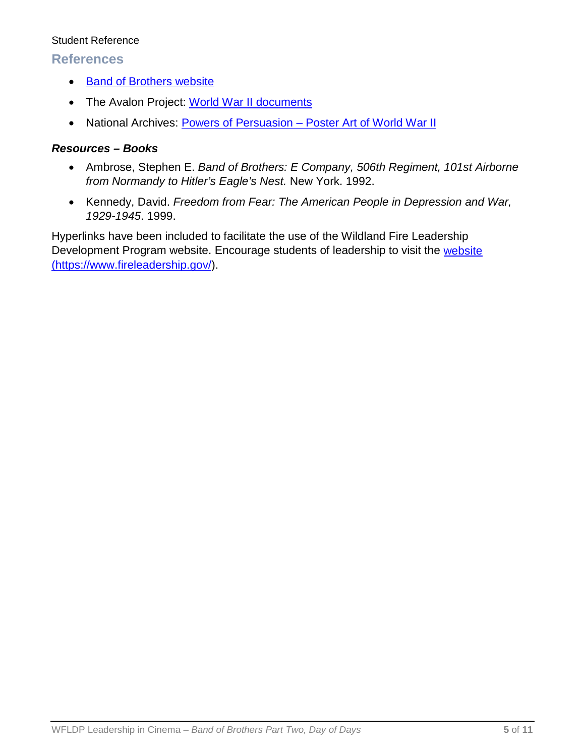Student Reference

## References

- Band of Brothers website
- The Avalon Project: World War II documents
- National Archives: Powers of Persuasion – Poster Art of World War II

### *Resources – Books*

- Ambrose, Stephen E. *Band of Brothers: E Company, 506th Regiment, 101st Airborne from Normandy to Hitler's Eagle's Nest.* New York. 1992.
- Kennedy, David. *Freedom from Fear: The American People in Depression and War, 1929-1945*. 1999.

Hyperlinks have been included to facilitate the use of the Wildland Fire Leadership Development Program website. Encourage students of leadership to visit the website (https://www.fireleadership.gov/).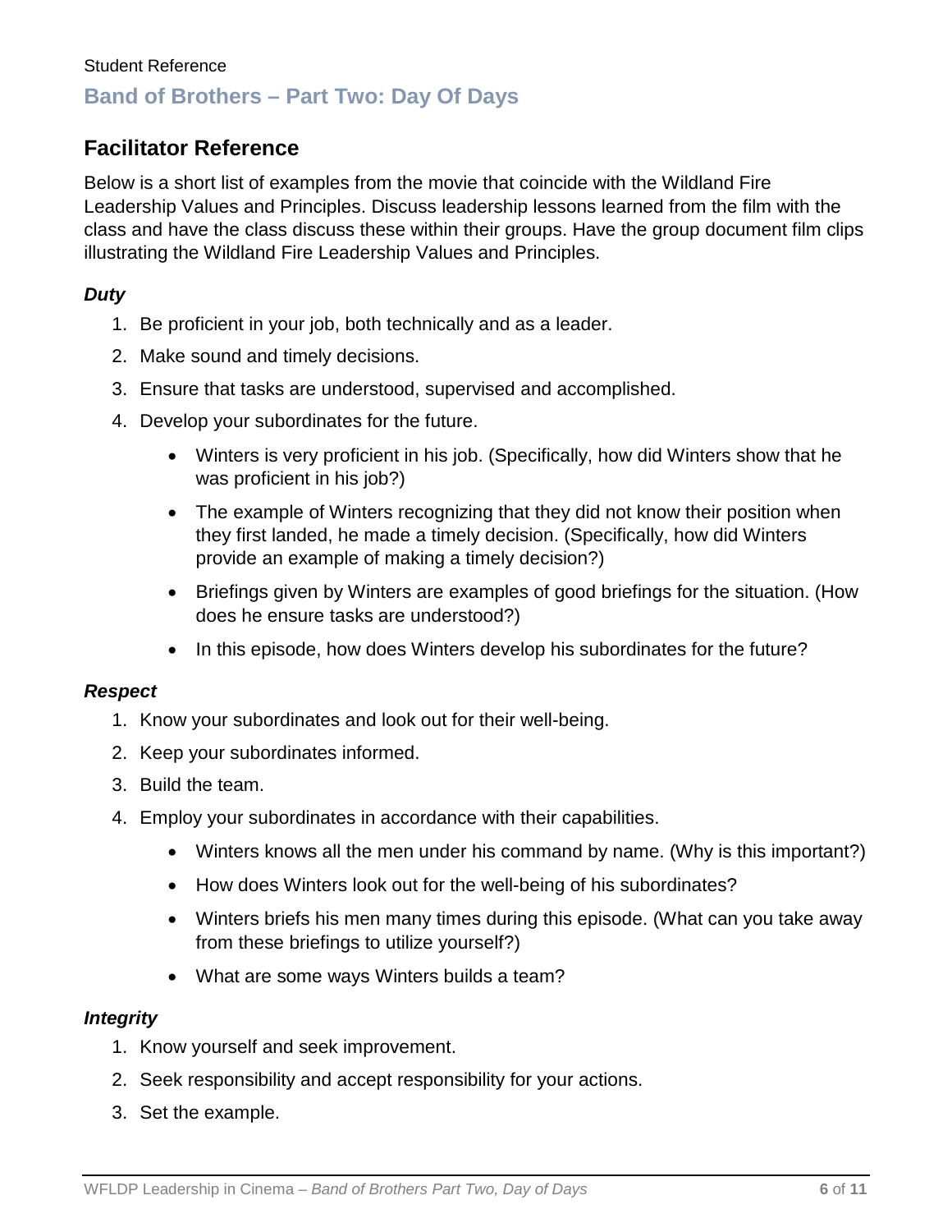Student Reference

## Band of Brothers – Part Two: Day Of Days

## Facilitator Reference

Below is a short list of examples from the movie that coincide with the Wildland Fire Leadership Values and Principles. Discuss leadership lessons learned from the film with the class and have the class discuss these within their groups. Have the group document film clips illustrating the Wildland Fire Leadership Values and Principles.

### *Duty*

1. Be proficient in your job, both technically and as a leader.
2. Make sound and timely decisions.
3. Ensure that tasks are understood, supervised and accomplished.
4. Develop your subordinates for the future.
    - Winters is very proficient in his job. (Specifically, how did Winters show that he was proficient in his job?)
    - The example of Winters recognizing that they did not know their position when they first landed, he made a timely decision. (Specifically, how did Winters provide an example of making a timely decision?)
    - Briefings given by Winters are examples of good briefings for the situation. (How does he ensure tasks are understood?)
    - In this episode, how does Winters develop his subordinates for the future?

### *Respect*

1. Know your subordinates and look out for their well-being.
2. Keep your subordinates informed.
3. Build the team.
4. Employ your subordinates in accordance with their capabilities.
    - Winters knows all the men under his command by name. (Why is this important?)
    - How does Winters look out for the well-being of his subordinates?
    - Winters briefs his men many times during this episode. (What can you take away from these briefings to utilize yourself?)
    - What are some ways Winters builds a team?

### *Integrity*

1. Know yourself and seek improvement.
2. Seek responsibility and accept responsibility for your actions.
3. Set the example.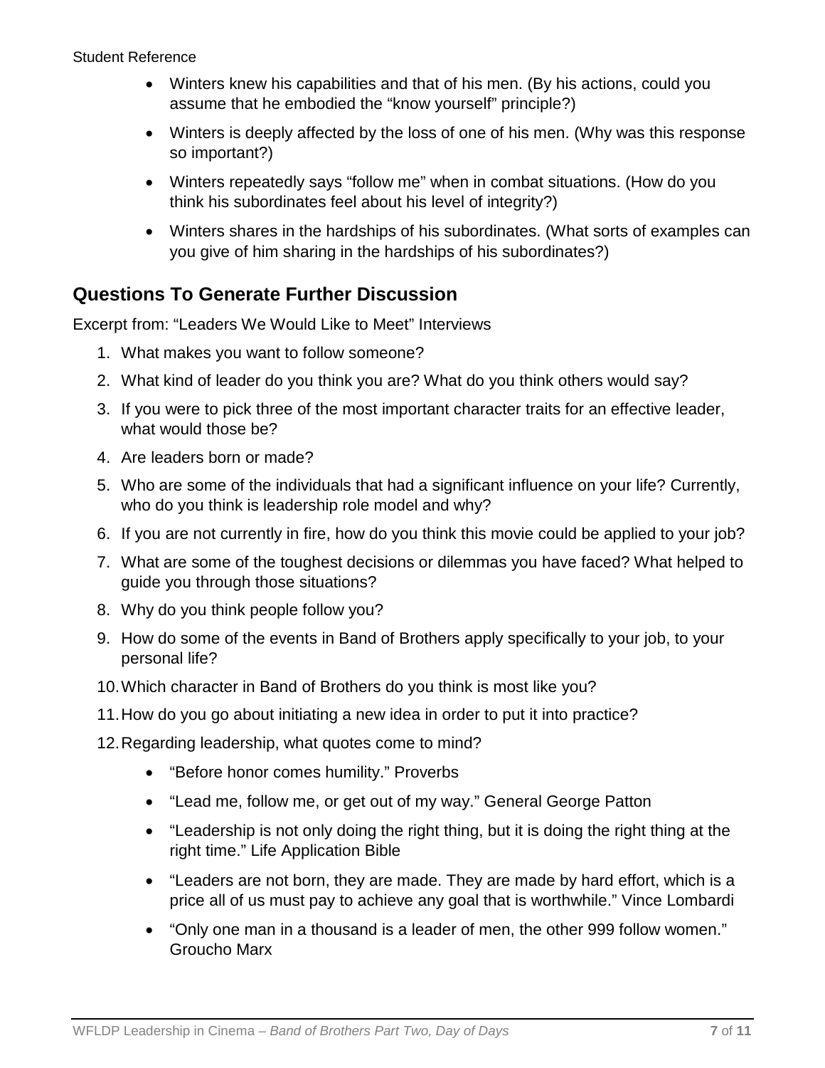- Winters knew his capabilities and that of his men. (By his actions, could you assume that he embodied the "know yourself" principle?)
- Winters is deeply affected by the loss of one of his men. (Why was this response so important?)
- Winters repeatedly says "follow me" when in combat situations. (How do you think his subordinates feel about his level of integrity?)
- Winters shares in the hardships of his subordinates. (What sorts of examples can you give of him sharing in the hardships of his subordinates?)

## Questions To Generate Further Discussion

Excerpt from: "Leaders We Would Like to Meet" Interviews

1. What makes you want to follow someone?
2. What kind of leader do you think you are? What do you think others would say?
3. If you were to pick three of the most important character traits for an effective leader, what would those be?
4. Are leaders born or made?
5. Who are some of the individuals that had a significant influence on your life? Currently, who do you think is leadership role model and why?
6. If you are not currently in fire, how do you think this movie could be applied to your job?
7. What are some of the toughest decisions or dilemmas you have faced? What helped to guide you through those situations?
8. Why do you think people follow you?
9. How do some of the events in Band of Brothers apply specifically to your job, to your personal life?
10. Which character in Band of Brothers do you think is most like you?
11. How do you go about initiating a new idea in order to put it into practice?
12. Regarding leadership, what quotes come to mind?
    - "Before honor comes humility." Proverbs
    - "Lead me, follow me, or get out of my way." General George Patton
    - "Leadership is not only doing the right thing, but it is doing the right thing at the right time." Life Application Bible
    - "Leaders are not born, they are made. They are made by hard effort, which is a price all of us must pay to achieve any goal that is worthwhile." Vince Lombardi
    - "Only one man in a thousand is a leader of men, the other 999 follow women." Groucho Marx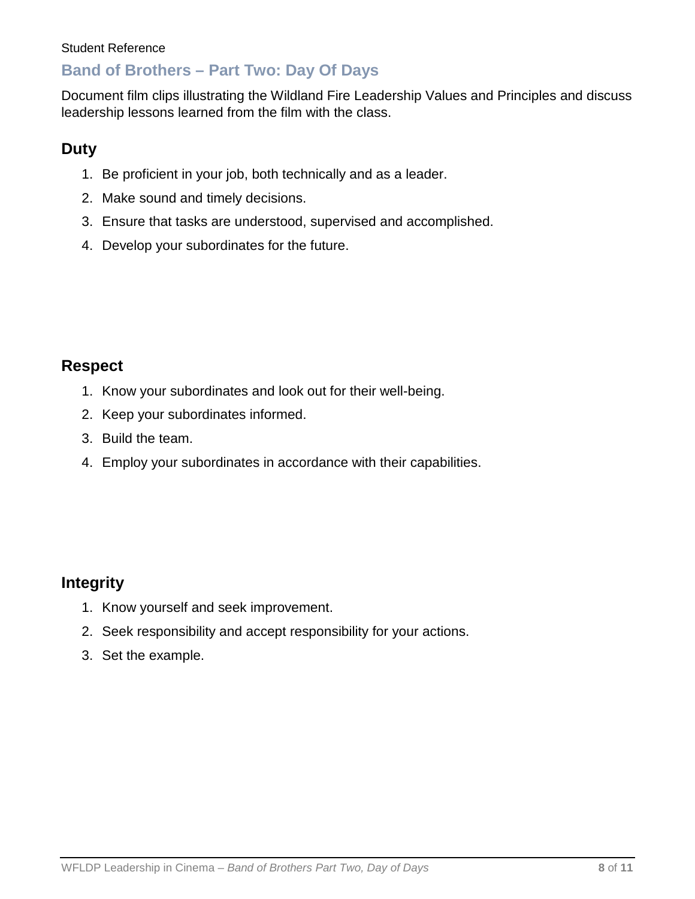Student Reference

## Band of Brothers – Part Two: Day Of Days

Document film clips illustrating the Wildland Fire Leadership Values and Principles and discuss leadership lessons learned from the film with the class.

### Duty

1. Be proficient in your job, both technically and as a leader.
2. Make sound and timely decisions.
3. Ensure that tasks are understood, supervised and accomplished.
4. Develop your subordinates for the future.

### Respect

1. Know your subordinates and look out for their well-being.
2. Keep your subordinates informed.
3. Build the team.
4. Employ your subordinates in accordance with their capabilities.

### Integrity

1. Know yourself and seek improvement.
2. Seek responsibility and accept responsibility for your actions.
3. Set the example.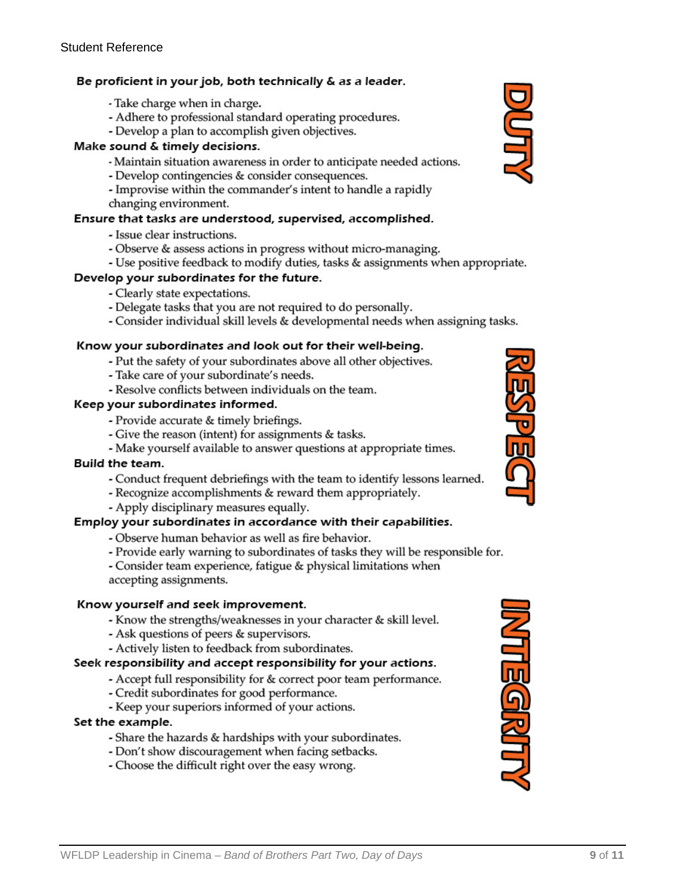Student Reference

## DUTY

**Be proficient in your job, both technically & as a leader.**

- Take charge when in charge.
- Adhere to professional standard operating procedures.
- Develop a plan to accomplish given objectives.

**Make sound & timely decisions.**

- Maintain situation awareness in order to anticipate needed actions.
- Develop contingencies & consider consequences.
- Improvise within the commander's intent to handle a rapidly changing environment.

**Ensure that tasks are understood, supervised, accomplished.**

- Issue clear instructions.
- Observe & assess actions in progress without micro-managing.
- Use positive feedback to modify duties, tasks & assignments when appropriate.

**Develop your subordinates for the future.**

- Clearly state expectations.
- Delegate tasks that you are not required to do personally.
- Consider individual skill levels & developmental needs when assigning tasks.

## RESPECT

**Know your subordinates and look out for their well-being.**

- Put the safety of your subordinates above all other objectives.
- Take care of your subordinate's needs.
- Resolve conflicts between individuals on the team.

**Keep your subordinates informed.**

- Provide accurate & timely briefings.
- Give the reason (intent) for assignments & tasks.
- Make yourself available to answer questions at appropriate times.

**Build the team.**

- Conduct frequent debriefings with the team to identify lessons learned.
- Recognize accomplishments & reward them appropriately.
- Apply disciplinary measures equally.

**Employ your subordinates in accordance with their capabilities.**

- Observe human behavior as well as fire behavior.
- Provide early warning to subordinates of tasks they will be responsible for.
- Consider team experience, fatigue & physical limitations when accepting assignments.

## INTEGRITY

**Know yourself and seek improvement.**

- Know the strengths/weaknesses in your character & skill level.
- Ask questions of peers & supervisors.
- Actively listen to feedback from subordinates.

**Seek responsibility and accept responsibility for your actions.**

- Accept full responsibility for & correct poor team performance.
- Credit subordinates for good performance.
- Keep your superiors informed of your actions.

**Set the example.**

- Share the hazards & hardships with your subordinates.
- Don't show discouragement when facing setbacks.
- Choose the difficult right over the easy wrong.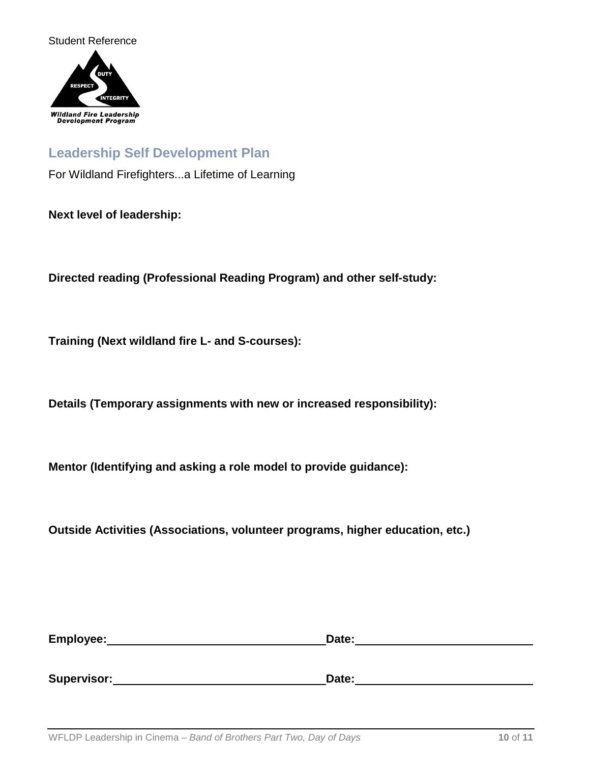Student Reference

Wildland Fire Leadership Development Program

## Leadership Self Development Plan

For Wildland Firefighters...a Lifetime of Learning

**Next level of leadership:**

**Directed reading (Professional Reading Program) and other self-study:**

**Training (Next wildland fire L- and S-courses):**

**Details (Temporary assignments with new or increased responsibility):**

**Mentor (Identifying and asking a role model to provide guidance):**

**Outside Activities (Associations, volunteer programs, higher education, etc.)**

**Employee:** ______________________________ **Date:** ________________________

**Supervisor:** ______________________________ **Date:** ________________________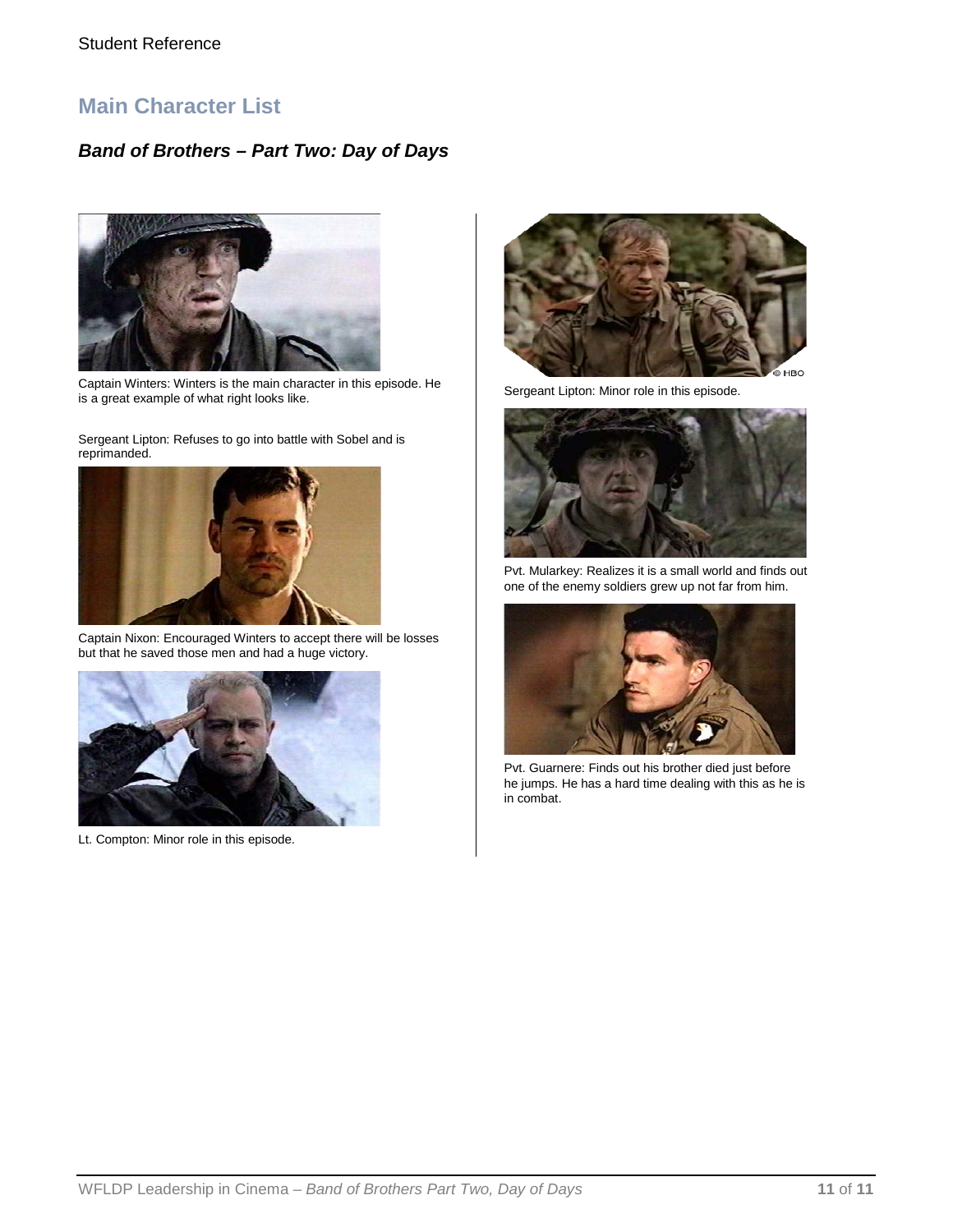# Main Character List

## *Band of Brothers – Part Two: Day of Days*

Captain Winters: Winters is the main character in this episode. He is a great example of what right looks like.

Sergeant Lipton: Refuses to go into battle with Sobel and is reprimanded.

Captain Nixon: Encouraged Winters to accept there will be losses but that he saved those men and had a huge victory.

Lt. Compton: Minor role in this episode.

Sergeant Lipton: Minor role in this episode.

Pvt. Mularkey: Realizes it is a small world and finds out one of the enemy soldiers grew up not far from him.

Pvt. Guarnere: Finds out his brother died just before he jumps. He has a hard time dealing with this as he is in combat.